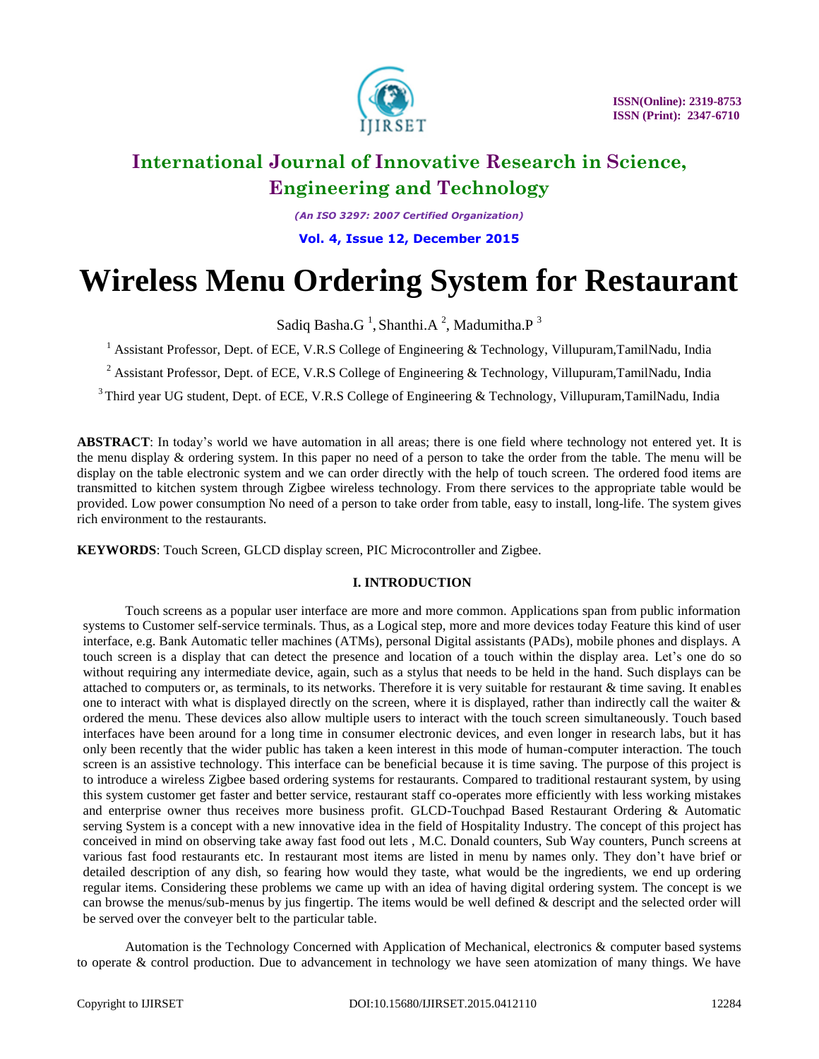# Wireless Menu Ordering System for Restaurant

Sadiq Basha.G [1], Shanthi.A [2], Madumitha.P [3]

[1] Assistant Professor, Dept. of ECE, V.R.S College of Engineering & Technology, Villupuram,TamilNadu, India

[2] Assistant Professor, Dept. of ECE, V.R.S College of Engineering & Technology, Villupuram,TamilNadu, India

[3] Third year UG student, Dept. of ECE, V.R.S College of Engineering & Technology, Villupuram,TamilNadu, India

**ABSTRACT**: In today's world we have automation in all areas; there is one field where technology not entered yet. It is the menu display & ordering system. In this paper no need of a person to take the order from the table. The menu will be display on the table electronic system and we can order directly with the help of touch screen. The ordered food items are transmitted to kitchen system through Zigbee wireless technology. From there services to the appropriate table would be provided. Low power consumption No need of a person to take order from table, easy to install, long-life. The system gives rich environment to the restaurants.

**KEYWORDS**: Touch Screen, GLCD display screen, PIC Microcontroller and Zigbee.

## I. INTRODUCTION

Touch screens as a popular user interface are more and more common. Applications span from public information systems to Customer self-service terminals. Thus, as a Logical step, more and more devices today Feature this kind of user interface, e.g. Bank Automatic teller machines (ATMs), personal Digital assistants (PADs), mobile phones and displays. A touch screen is a display that can detect the presence and location of a touch within the display area. Let's one do so without requiring any intermediate device, again, such as a stylus that needs to be held in the hand. Such displays can be attached to computers or, as terminals, to its networks. Therefore it is very suitable for restaurant & time saving. It enables one to interact with what is displayed directly on the screen, where it is displayed, rather than indirectly call the waiter & ordered the menu. These devices also allow multiple users to interact with the touch screen simultaneously. Touch based interfaces have been around for a long time in consumer electronic devices, and even longer in research labs, but it has only been recently that the wider public has taken a keen interest in this mode of human-computer interaction. The touch screen is an assistive technology. This interface can be beneficial because it is time saving. The purpose of this project is to introduce a wireless Zigbee based ordering systems for restaurants. Compared to traditional restaurant system, by using this system customer get faster and better service, restaurant staff co-operates more efficiently with less working mistakes and enterprise owner thus receives more business profit. GLCD-Touchpad Based Restaurant Ordering & Automatic serving System is a concept with a new innovative idea in the field of Hospitality Industry. The concept of this project has conceived in mind on observing take away fast food out lets , M.C. Donald counters, Sub Way counters, Punch screens at various fast food restaurants etc. In restaurant most items are listed in menu by names only. They don't have brief or detailed description of any dish, so fearing how would they taste, what would be the ingredients, we end up ordering regular items. Considering these problems we came up with an idea of having digital ordering system. The concept is we can browse the menus/sub-menus by jus fingertip. The items would be well defined & descript and the selected order will be served over the conveyer belt to the particular table.

Automation is the Technology Concerned with Application of Mechanical, electronics & computer based systems to operate & control production. Due to advancement in technology we have seen atomization of many things. We have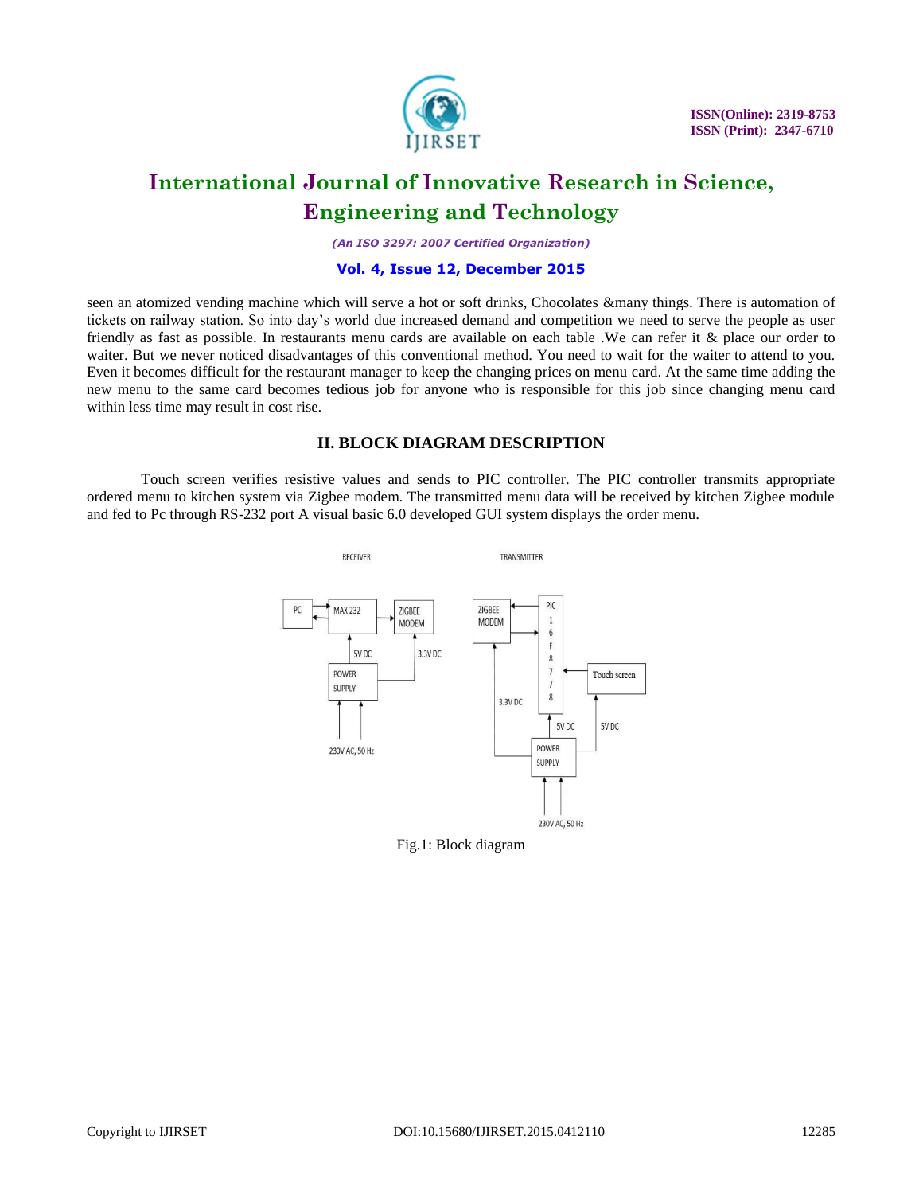seen an atomized vending machine which will serve a hot or soft drinks, Chocolates &many things. There is automation of tickets on railway station. So into day's world due increased demand and competition we need to serve the people as user friendly as fast as possible. In restaurants menu cards are available on each table .We can refer it & place our order to waiter. But we never noticed disadvantages of this conventional method. You need to wait for the waiter to attend to you. Even it becomes difficult for the restaurant manager to keep the changing prices on menu card. At the same time adding the new menu to the same card becomes tedious job for anyone who is responsible for this job since changing menu card within less time may result in cost rise.

## II. BLOCK DIAGRAM DESCRIPTION

Touch screen verifies resistive values and sends to PIC controller. The PIC controller transmits appropriate ordered menu to kitchen system via Zigbee modem. The transmitted menu data will be received by kitchen Zigbee module and fed to Pc through RS-232 port A visual basic 6.0 developed GUI system displays the order menu.

Fig.1: Block diagram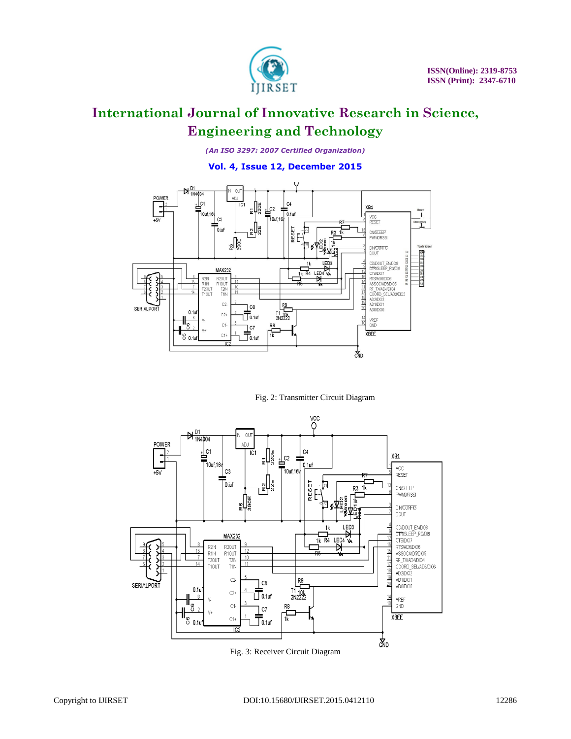Fig. 2: Transmitter Circuit Diagram

Fig. 3: Receiver Circuit Diagram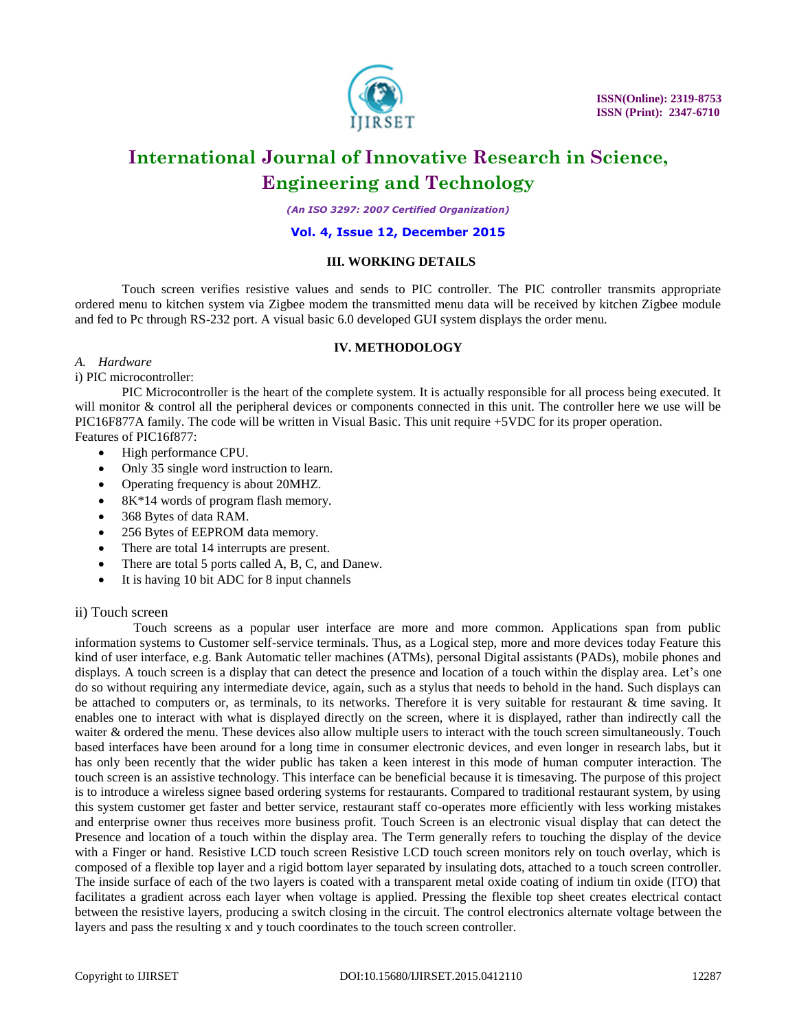## III. WORKING DETAILS

Touch screen verifies resistive values and sends to PIC controller. The PIC controller transmits appropriate ordered menu to kitchen system via Zigbee modem the transmitted menu data will be received by kitchen Zigbee module and fed to Pc through RS-232 port. A visual basic 6.0 developed GUI system displays the order menu.

## IV. METHODOLOGY

### *A. Hardware*

i) PIC microcontroller:

PIC Microcontroller is the heart of the complete system. It is actually responsible for all process being executed. It will monitor & control all the peripheral devices or components connected in this unit. The controller here we use will be PIC16F877A family. The code will be written in Visual Basic. This unit require +5VDC for its proper operation.

Features of PIC16f877:

- High performance CPU.
- Only 35 single word instruction to learn.
- Operating frequency is about 20MHZ.
- 8K*14 words of program flash memory.
- 368 Bytes of data RAM.
- 256 Bytes of EEPROM data memory.
- There are total 14 interrupts are present.
- There are total 5 ports called A, B, C, and Danew.
- It is having 10 bit ADC for 8 input channels

ii) Touch screen

Touch screens as a popular user interface are more and more common. Applications span from public information systems to Customer self-service terminals. Thus, as a Logical step, more and more devices today Feature this kind of user interface, e.g. Bank Automatic teller machines (ATMs), personal Digital assistants (PADs), mobile phones and displays. A touch screen is a display that can detect the presence and location of a touch within the display area. Let's one do so without requiring any intermediate device, again, such as a stylus that needs to behold in the hand. Such displays can be attached to computers or, as terminals, to its networks. Therefore it is very suitable for restaurant & time saving. It enables one to interact with what is displayed directly on the screen, where it is displayed, rather than indirectly call the waiter & ordered the menu. These devices also allow multiple users to interact with the touch screen simultaneously. Touch based interfaces have been around for a long time in consumer electronic devices, and even longer in research labs, but it has only been recently that the wider public has taken a keen interest in this mode of human computer interaction. The touch screen is an assistive technology. This interface can be beneficial because it is timesaving. The purpose of this project is to introduce a wireless signee based ordering systems for restaurants. Compared to traditional restaurant system, by using this system customer get faster and better service, restaurant staff co-operates more efficiently with less working mistakes and enterprise owner thus receives more business profit. Touch Screen is an electronic visual display that can detect the Presence and location of a touch within the display area. The Term generally refers to touching the display of the device with a Finger or hand. Resistive LCD touch screen Resistive LCD touch screen monitors rely on touch overlay, which is composed of a flexible top layer and a rigid bottom layer separated by insulating dots, attached to a touch screen controller. The inside surface of each of the two layers is coated with a transparent metal oxide coating of indium tin oxide (ITO) that facilitates a gradient across each layer when voltage is applied. Pressing the flexible top sheet creates electrical contact between the resistive layers, producing a switch closing in the circuit. The control electronics alternate voltage between the layers and pass the resulting x and y touch coordinates to the touch screen controller.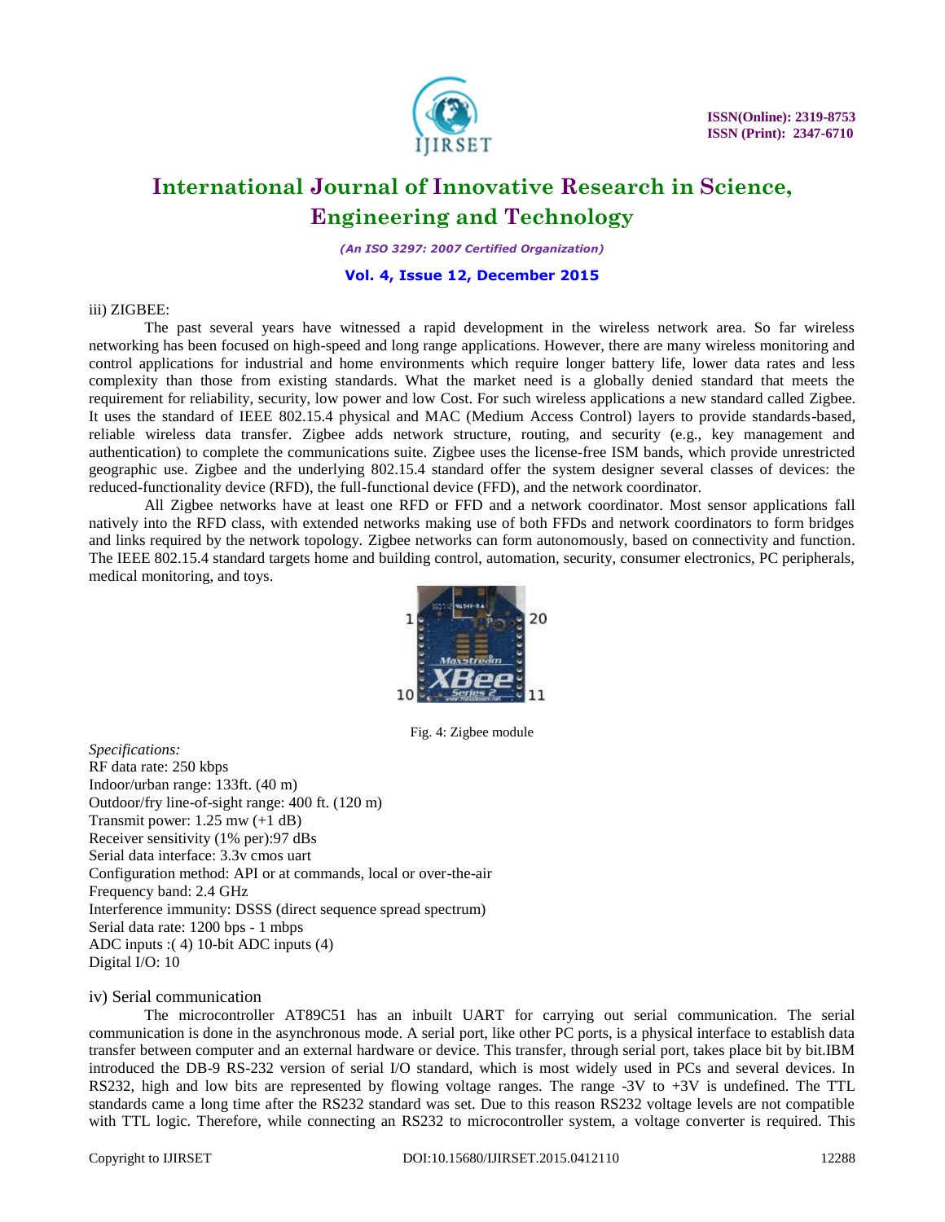iii) ZIGBEE:

The past several years have witnessed a rapid development in the wireless network area. So far wireless networking has been focused on high-speed and long range applications. However, there are many wireless monitoring and control applications for industrial and home environments which require longer battery life, lower data rates and less complexity than those from existing standards. What the market need is a globally denied standard that meets the requirement for reliability, security, low power and low Cost. For such wireless applications a new standard called Zigbee. It uses the standard of IEEE 802.15.4 physical and MAC (Medium Access Control) layers to provide standards-based, reliable wireless data transfer. Zigbee adds network structure, routing, and security (e.g., key management and authentication) to complete the communications suite. Zigbee uses the license-free ISM bands, which provide unrestricted geographic use. Zigbee and the underlying 802.15.4 standard offer the system designer several classes of devices: the reduced-functionality device (RFD), the full-functional device (FFD), and the network coordinator.

All Zigbee networks have at least one RFD or FFD and a network coordinator. Most sensor applications fall natively into the RFD class, with extended networks making use of both FFDs and network coordinators to form bridges and links required by the network topology. Zigbee networks can form autonomously, based on connectivity and function. The IEEE 802.15.4 standard targets home and building control, automation, security, consumer electronics, PC peripherals, medical monitoring, and toys.

Fig. 4: Zigbee module

*Specifications:*
RF data rate: 250 kbps
Indoor/urban range: 133ft. (40 m)
Outdoor/fry line-of-sight range: 400 ft. (120 m)
Transmit power: 1.25 mw (+1 dB)
Receiver sensitivity (1% per):97 dBs
Serial data interface: 3.3v cmos uart
Configuration method: API or at commands, local or over-the-air
Frequency band: 2.4 GHz
Interference immunity: DSSS (direct sequence spread spectrum)
Serial data rate: 1200 bps - 1 mbps
ADC inputs :( 4) 10-bit ADC inputs (4)
Digital I/O: 10

iv) Serial communication

The microcontroller AT89C51 has an inbuilt UART for carrying out serial communication. The serial communication is done in the asynchronous mode. A serial port, like other PC ports, is a physical interface to establish data transfer between computer and an external hardware or device. This transfer, through serial port, takes place bit by bit.IBM introduced the DB-9 RS-232 version of serial I/O standard, which is most widely used in PCs and several devices. In RS232, high and low bits are represented by flowing voltage ranges. The range -3V to +3V is undefined. The TTL standards came a long time after the RS232 standard was set. Due to this reason RS232 voltage levels are not compatible with TTL logic. Therefore, while connecting an RS232 to microcontroller system, a voltage converter is required. This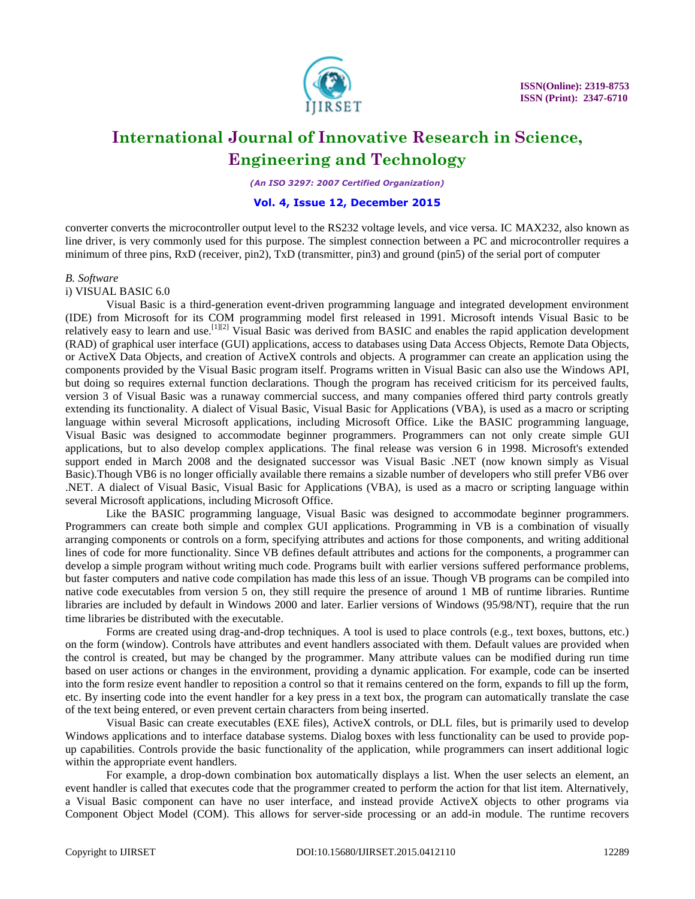converter converts the microcontroller output level to the RS232 voltage levels, and vice versa. IC MAX232, also known as line driver, is very commonly used for this purpose. The simplest connection between a PC and microcontroller requires a minimum of three pins, RxD (receiver, pin2), TxD (transmitter, pin3) and ground (pin5) of the serial port of computer

*B. Software*

i) VISUAL BASIC 6.0

Visual Basic is a third-generation event-driven programming language and integrated development environment (IDE) from Microsoft for its COM programming model first released in 1991. Microsoft intends Visual Basic to be relatively easy to learn and use.[1][2] Visual Basic was derived from BASIC and enables the rapid application development (RAD) of graphical user interface (GUI) applications, access to databases using Data Access Objects, Remote Data Objects, or ActiveX Data Objects, and creation of ActiveX controls and objects. A programmer can create an application using the components provided by the Visual Basic program itself. Programs written in Visual Basic can also use the Windows API, but doing so requires external function declarations. Though the program has received criticism for its perceived faults, version 3 of Visual Basic was a runaway commercial success, and many companies offered third party controls greatly extending its functionality. A dialect of Visual Basic, Visual Basic for Applications (VBA), is used as a macro or scripting language within several Microsoft applications, including Microsoft Office. Like the BASIC programming language, Visual Basic was designed to accommodate beginner programmers. Programmers can not only create simple GUI applications, but to also develop complex applications. The final release was version 6 in 1998. Microsoft's extended support ended in March 2008 and the designated successor was Visual Basic .NET (now known simply as Visual Basic).Though VB6 is no longer officially available there remains a sizable number of developers who still prefer VB6 over .NET. A dialect of Visual Basic, Visual Basic for Applications (VBA), is used as a macro or scripting language within several Microsoft applications, including Microsoft Office.

Like the BASIC programming language, Visual Basic was designed to accommodate beginner programmers. Programmers can create both simple and complex GUI applications. Programming in VB is a combination of visually arranging components or controls on a form, specifying attributes and actions for those components, and writing additional lines of code for more functionality. Since VB defines default attributes and actions for the components, a programmer can develop a simple program without writing much code. Programs built with earlier versions suffered performance problems, but faster computers and native code compilation has made this less of an issue. Though VB programs can be compiled into native code executables from version 5 on, they still require the presence of around 1 MB of runtime libraries. Runtime libraries are included by default in Windows 2000 and later. Earlier versions of Windows (95/98/NT), require that the run time libraries be distributed with the executable.

Forms are created using drag-and-drop techniques. A tool is used to place controls (e.g., text boxes, buttons, etc.) on the form (window). Controls have attributes and event handlers associated with them. Default values are provided when the control is created, but may be changed by the programmer. Many attribute values can be modified during run time based on user actions or changes in the environment, providing a dynamic application. For example, code can be inserted into the form resize event handler to reposition a control so that it remains centered on the form, expands to fill up the form, etc. By inserting code into the event handler for a key press in a text box, the program can automatically translate the case of the text being entered, or even prevent certain characters from being inserted.

Visual Basic can create executables (EXE files), ActiveX controls, or DLL files, but is primarily used to develop Windows applications and to interface database systems. Dialog boxes with less functionality can be used to provide pop-up capabilities. Controls provide the basic functionality of the application, while programmers can insert additional logic within the appropriate event handlers.

For example, a drop-down combination box automatically displays a list. When the user selects an element, an event handler is called that executes code that the programmer created to perform the action for that list item. Alternatively, a Visual Basic component can have no user interface, and instead provide ActiveX objects to other programs via Component Object Model (COM). This allows for server-side processing or an add-in module. The runtime recovers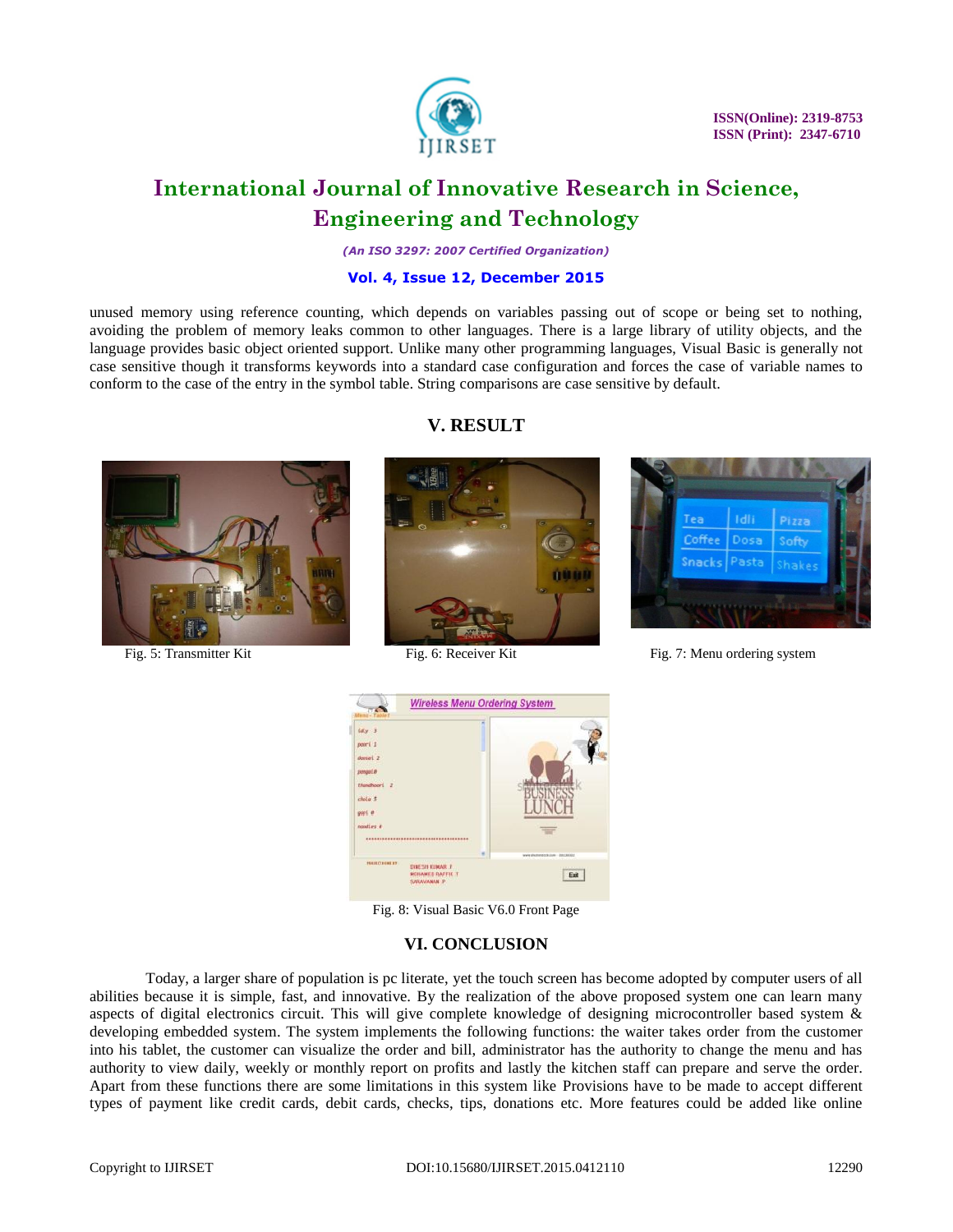unused memory using reference counting, which depends on variables passing out of scope or being set to nothing, avoiding the problem of memory leaks common to other languages. There is a large library of utility objects, and the language provides basic object oriented support. Unlike many other programming languages, Visual Basic is generally not case sensitive though it transforms keywords into a standard case configuration and forces the case of variable names to conform to the case of the entry in the symbol table. String comparisons are case sensitive by default.

## V. RESULT

Fig. 5: Transmitter Kit

Fig. 6: Receiver Kit

Fig. 7: Menu ordering system

Fig. 8: Visual Basic V6.0 Front Page

## VI. CONCLUSION

Today, a larger share of population is pc literate, yet the touch screen has become adopted by computer users of all abilities because it is simple, fast, and innovative. By the realization of the above proposed system one can learn many aspects of digital electronics circuit. This will give complete knowledge of designing microcontroller based system & developing embedded system. The system implements the following functions: the waiter takes order from the customer into his tablet, the customer can visualize the order and bill, administrator has the authority to change the menu and has authority to view daily, weekly or monthly report on profits and lastly the kitchen staff can prepare and serve the order. Apart from these functions there are some limitations in this system like Provisions have to be made to accept different types of payment like credit cards, debit cards, checks, tips, donations etc. More features could be added like online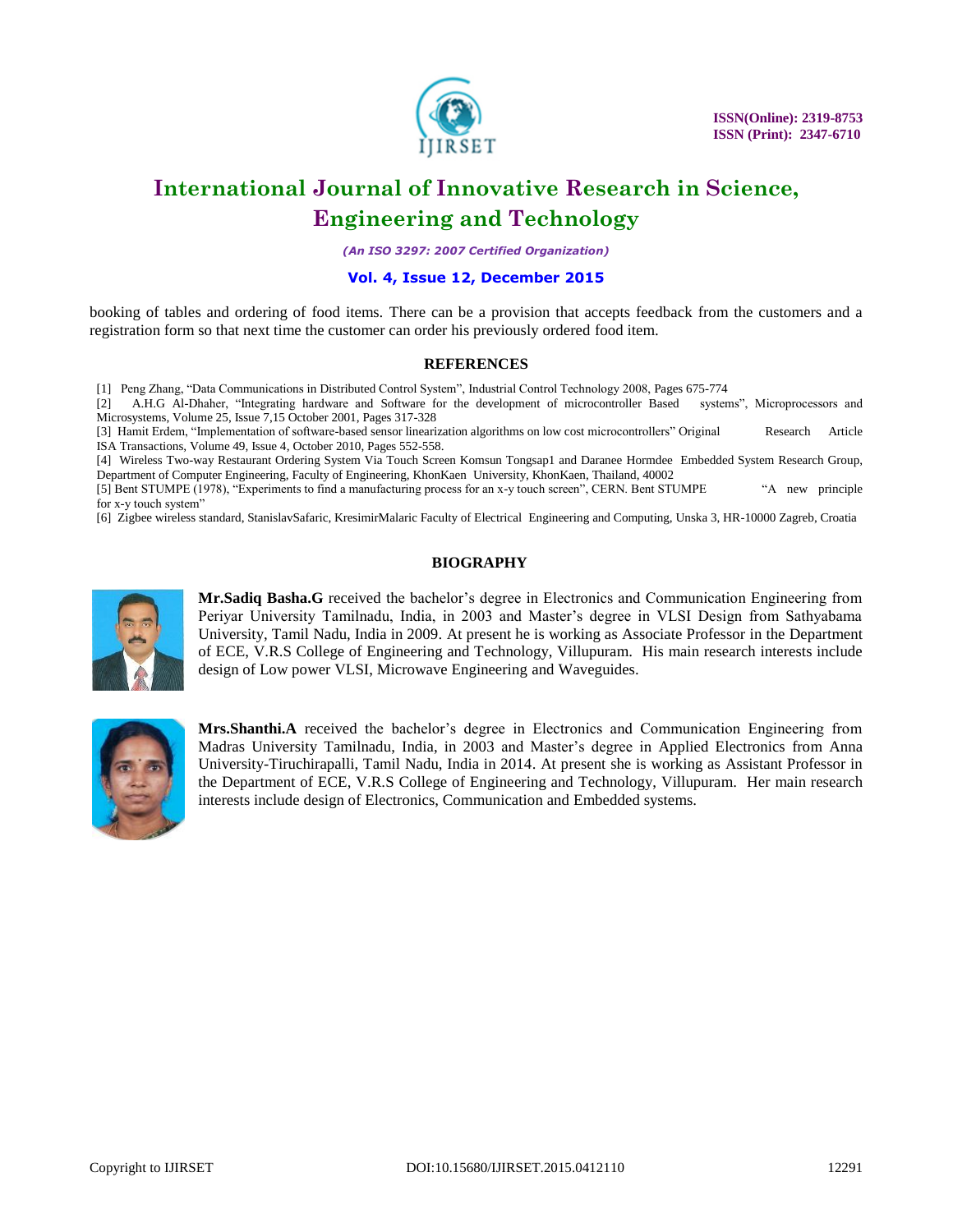booking of tables and ordering of food items. There can be a provision that accepts feedback from the customers and a registration form so that next time the customer can order his previously ordered food item.

## REFERENCES

[1] Peng Zhang, "Data Communications in Distributed Control System", Industrial Control Technology 2008, Pages 675-774

[2] A.H.G Al-Dhaher, "Integrating hardware and Software for the development of microcontroller Based systems", Microprocessors and Microsystems, Volume 25, Issue 7,15 October 2001, Pages 317-328

[3] Hamit Erdem, "Implementation of software-based sensor linearization algorithms on low cost microcontrollers" Original Research Article ISA Transactions, Volume 49, Issue 4, October 2010, Pages 552-558.

[4] Wireless Two-way Restaurant Ordering System Via Touch Screen Komsun Tongsap1 and Daranee Hormdee Embedded System Research Group, Department of Computer Engineering, Faculty of Engineering, KhonKaen University, KhonKaen, Thailand, 40002

[5] Bent STUMPE (1978), "Experiments to find a manufacturing process for an x-y touch screen", CERN. Bent STUMPE "A new principle for x-y touch system"

[6] Zigbee wireless standard, StanislavSafaric, KresimirMalaric Faculty of Electrical Engineering and Computing, Unska 3, HR-10000 Zagreb, Croatia

## BIOGRAPHY

**Mr.Sadiq Basha.G** received the bachelor's degree in Electronics and Communication Engineering from Periyar University Tamilnadu, India, in 2003 and Master's degree in VLSI Design from Sathyabama University, Tamil Nadu, India in 2009. At present he is working as Associate Professor in the Department of ECE, V.R.S College of Engineering and Technology, Villupuram. His main research interests include design of Low power VLSI, Microwave Engineering and Waveguides.

**Mrs.Shanthi.A** received the bachelor's degree in Electronics and Communication Engineering from Madras University Tamilnadu, India, in 2003 and Master's degree in Applied Electronics from Anna University-Tiruchirapalli, Tamil Nadu, India in 2014. At present she is working as Assistant Professor in the Department of ECE, V.R.S College of Engineering and Technology, Villupuram. Her main research interests include design of Electronics, Communication and Embedded systems.